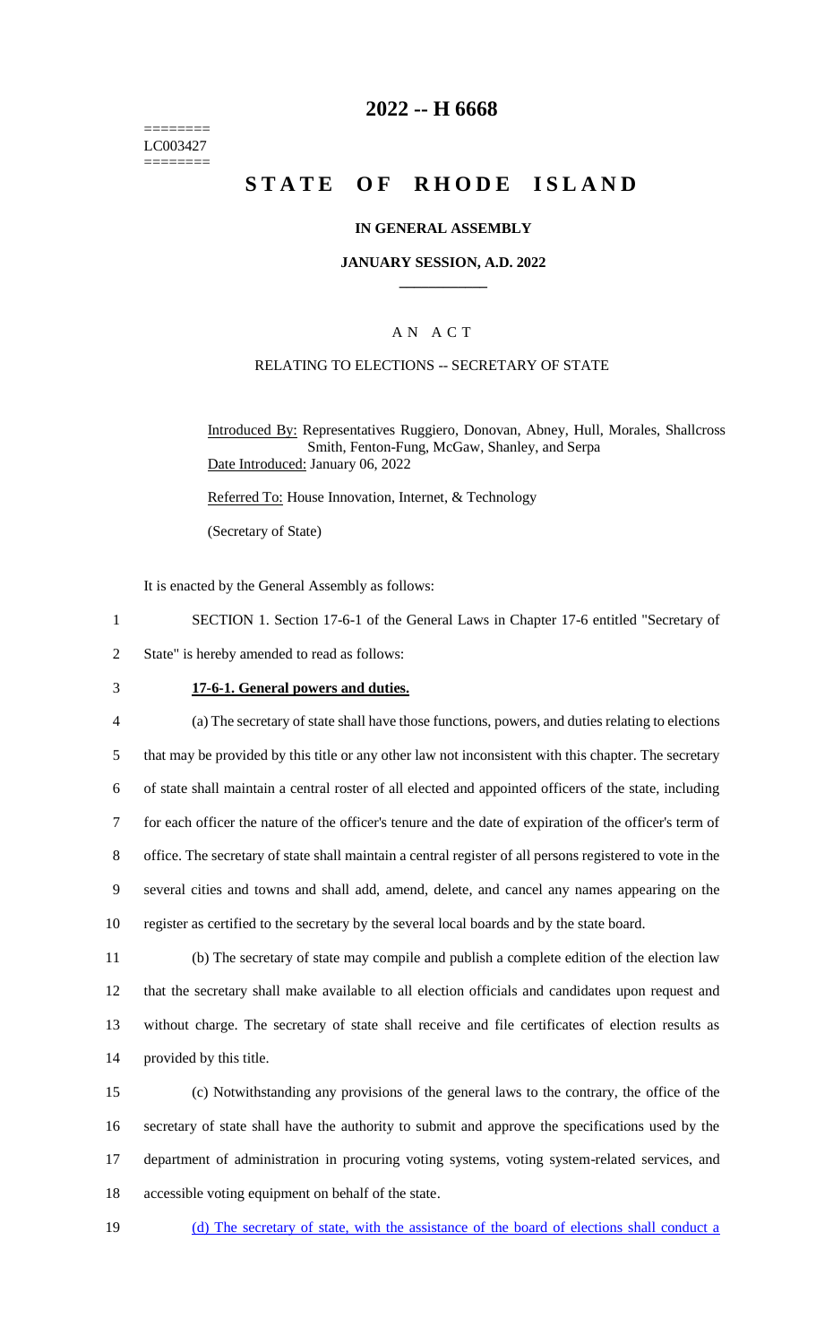======== LC003427 ========

# 2022 -- H 6668

# STATE OF RHODE ISLAND

## IN GENERAL ASSEMBLY

### JANUARY SESSION, A.D. 2022

---

A N A C T

RELATING TO ELECTIONS -- SECRETARY OF STATE

Introduced By: Representatives Ruggiero, Donovan, Abney, Hull, Morales, Shallcross Smith, Fenton-Fung, McGaw, Shanley, and Serpa
Date Introduced: January 06, 2022

Referred To: House Innovation, Internet, & Technology

(Secretary of State)

It is enacted by the General Assembly as follows:

1 SECTION 1. Section 17-6-1 of the General Laws in Chapter 17-6 entitled "Secretary of
2 State" is hereby amended to read as follows:

3 **17-6-1. General powers and duties.**

4 (a) The secretary of state shall have those functions, powers, and duties relating to elections
5 that may be provided by this title or any other law not inconsistent with this chapter. The secretary
6 of state shall maintain a central roster of all elected and appointed officers of the state, including
7 for each officer the nature of the officer's tenure and the date of expiration of the officer's term of
8 office. The secretary of state shall maintain a central register of all persons registered to vote in the
9 several cities and towns and shall add, amend, delete, and cancel any names appearing on the
10 register as certified to the secretary by the several local boards and by the state board.

11 (b) The secretary of state may compile and publish a complete edition of the election law
12 that the secretary shall make available to all election officials and candidates upon request and
13 without charge. The secretary of state shall receive and file certificates of election results as
14 provided by this title.

15 (c) Notwithstanding any provisions of the general laws to the contrary, the office of the
16 secretary of state shall have the authority to submit and approve the specifications used by the
17 department of administration in procuring voting systems, voting system-related services, and
18 accessible voting equipment on behalf of the state.

19 <u>(d) The secretary of state, with the assistance of the board of elections shall conduct a</u>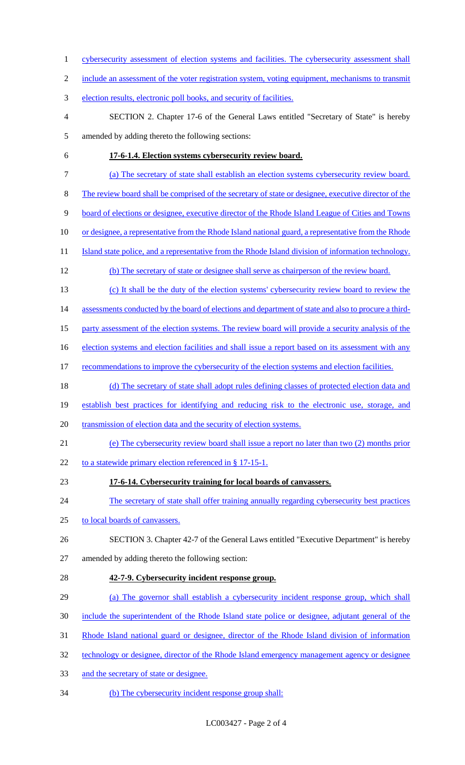cybersecurity assessment of election systems and facilities. The cybersecurity assessment shall include an assessment of the voter registration system, voting equipment, mechanisms to transmit election results, electronic poll books, and security of facilities.

SECTION 2. Chapter 17-6 of the General Laws entitled "Secretary of State" is hereby amended by adding thereto the following sections:

**17-6-1.4. Election systems cybersecurity review board.**

(a) The secretary of state shall establish an election systems cybersecurity review board. The review board shall be comprised of the secretary of state or designee, executive director of the board of elections or designee, executive director of the Rhode Island League of Cities and Towns or designee, a representative from the Rhode Island national guard, a representative from the Rhode Island state police, and a representative from the Rhode Island division of information technology.

(b) The secretary of state or designee shall serve as chairperson of the review board.

(c) It shall be the duty of the election systems' cybersecurity review board to review the assessments conducted by the board of elections and department of state and also to procure a third-party assessment of the election systems. The review board will provide a security analysis of the election systems and election facilities and shall issue a report based on its assessment with any recommendations to improve the cybersecurity of the election systems and election facilities.

(d) The secretary of state shall adopt rules defining classes of protected election data and establish best practices for identifying and reducing risk to the electronic use, storage, and transmission of election data and the security of election systems.

(e) The cybersecurity review board shall issue a report no later than two (2) months prior to a statewide primary election referenced in § 17-15-1.

**17-6-14. Cybersecurity training for local boards of canvassers.**

The secretary of state shall offer training annually regarding cybersecurity best practices to local boards of canvassers.

SECTION 3. Chapter 42-7 of the General Laws entitled "Executive Department" is hereby amended by adding thereto the following section:

**42-7-9. Cybersecurity incident response group.**

(a) The governor shall establish a cybersecurity incident response group, which shall include the superintendent of the Rhode Island state police or designee, adjutant general of the Rhode Island national guard or designee, director of the Rhode Island division of information technology or designee, director of the Rhode Island emergency management agency or designee and the secretary of state or designee.

(b) The cybersecurity incident response group shall: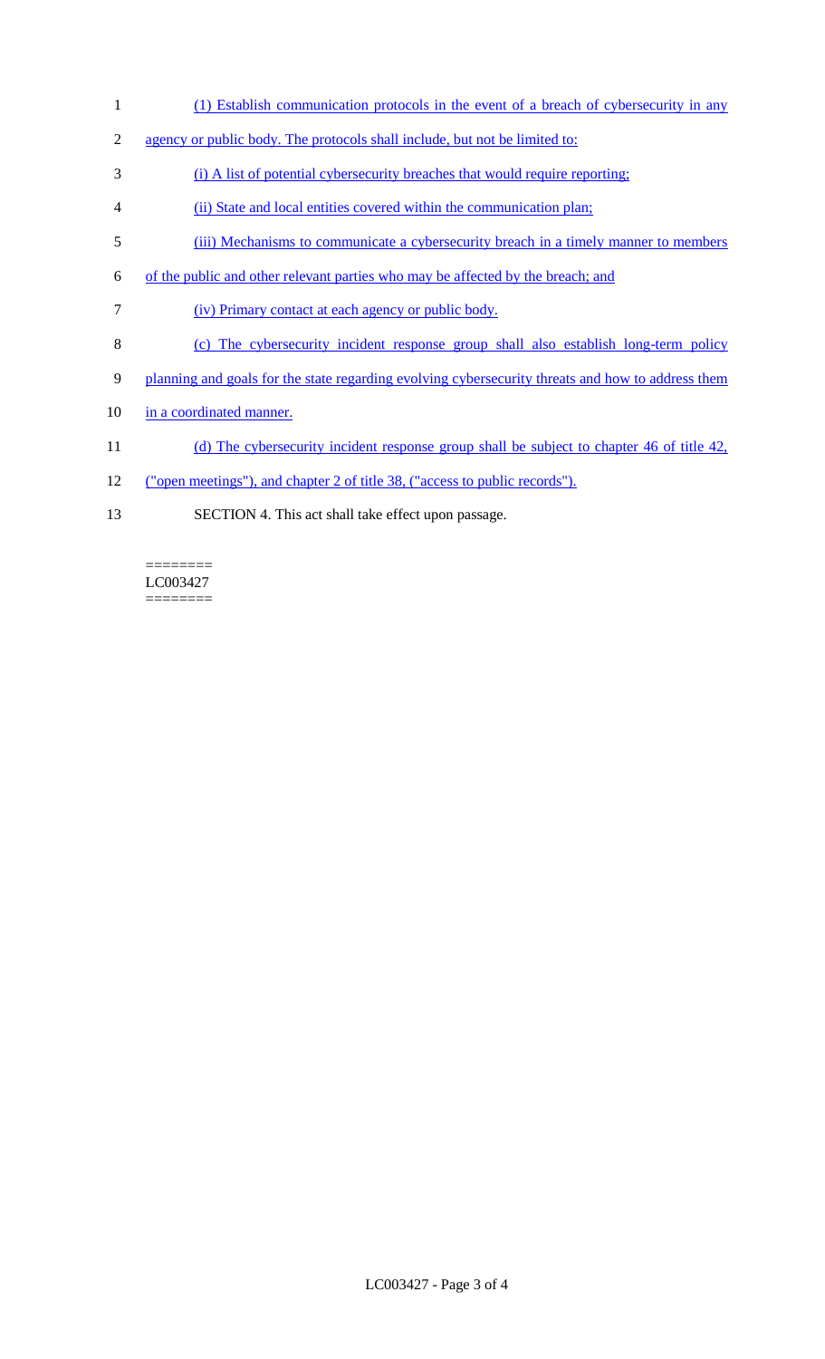(1) Establish communication protocols in the event of a breach of cybersecurity in any agency or public body. The protocols shall include, but not be limited to:

(i) A list of potential cybersecurity breaches that would require reporting;

(ii) State and local entities covered within the communication plan;

(iii) Mechanisms to communicate a cybersecurity breach in a timely manner to members of the public and other relevant parties who may be affected by the breach; and

(iv) Primary contact at each agency or public body.

(c) The cybersecurity incident response group shall also establish long-term policy planning and goals for the state regarding evolving cybersecurity threats and how to address them in a coordinated manner.

(d) The cybersecurity incident response group shall be subject to chapter 46 of title 42, ("open meetings"), and chapter 2 of title 38, ("access to public records").

SECTION 4. This act shall take effect upon passage.

========
LC003427
========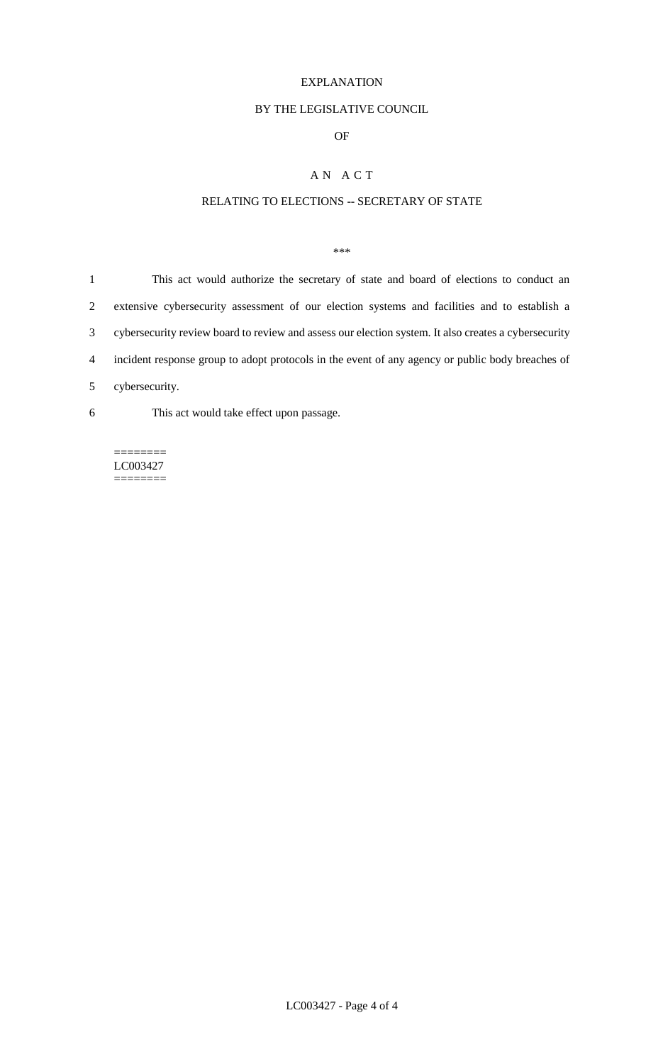EXPLANATION

BY THE LEGISLATIVE COUNCIL

OF

A N A C T

RELATING TO ELECTIONS -- SECRETARY OF STATE

\*\*\*

This act would authorize the secretary of state and board of elections to conduct an extensive cybersecurity assessment of our election systems and facilities and to establish a cybersecurity review board to review and assess our election system. It also creates a cybersecurity incident response group to adopt protocols in the event of any agency or public body breaches of cybersecurity.

This act would take effect upon passage.

========
LC003427
========